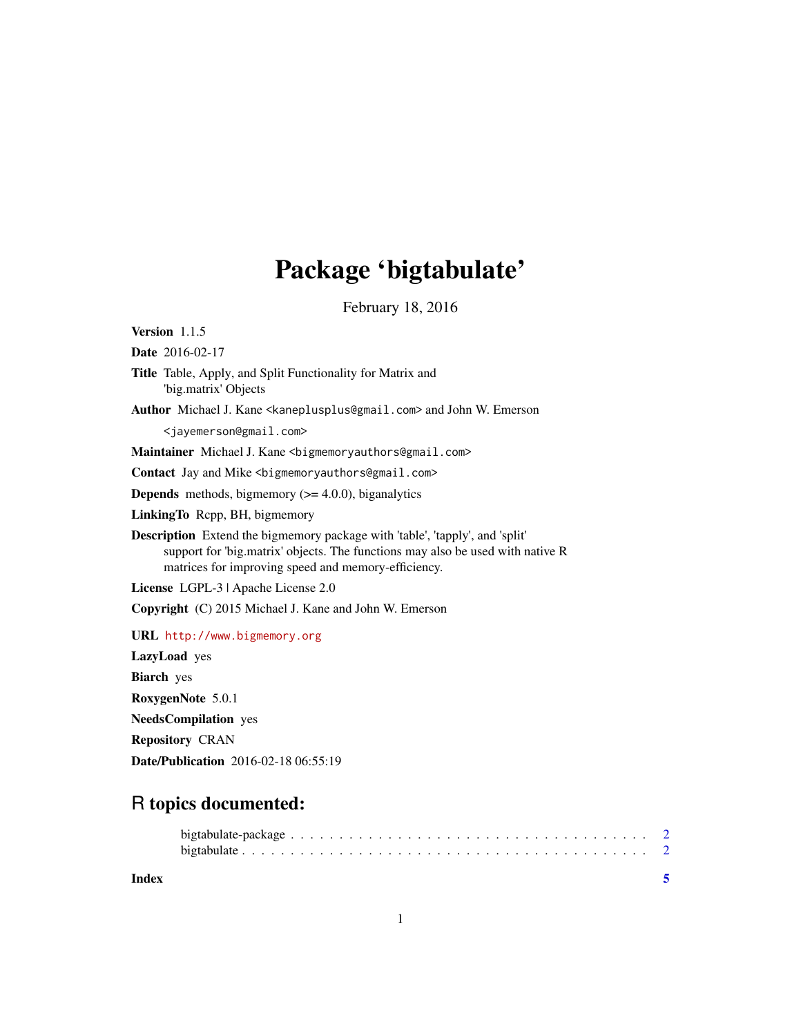# Package 'bigtabulate'

February 18, 2016

**Version** 1.1.5

**Date** 2016-02-17

**Title** Table, Apply, and Split Functionality for Matrix and 'big.matrix' Objects

**Author** Michael J. Kane <kaneplusplus@gmail.com> and John W. Emerson <jayemerson@gmail.com>

**Maintainer** Michael J. Kane <bigmemoryauthors@gmail.com>

**Contact** Jay and Mike <bigmemoryauthors@gmail.com>

**Depends** methods, bigmemory (>= 4.0.0), biganalytics

**LinkingTo** Rcpp, BH, bigmemory

**Description** Extend the bigmemory package with 'table', 'tapply', and 'split' support for 'big.matrix' objects. The functions may also be used with native R matrices for improving speed and memory-efficiency.

**License** LGPL-3 | Apache License 2.0

**Copyright** (C) 2015 Michael J. Kane and John W. Emerson

**URL** http://www.bigmemory.org

**LazyLoad** yes

**Biarch** yes

**RoxygenNote** 5.0.1

**NeedsCompilation** yes

**Repository** CRAN

**Date/Publication** 2016-02-18 06:55:19

## R topics documented:

bigtabulate-package . . . . . . . . . . . . . . . . . . . . . . . . . . . . . . . . . . . . 2
bigtabulate . . . . . . . . . . . . . . . . . . . . . . . . . . . . . . . . . . . . . . . . 2

**Index** 5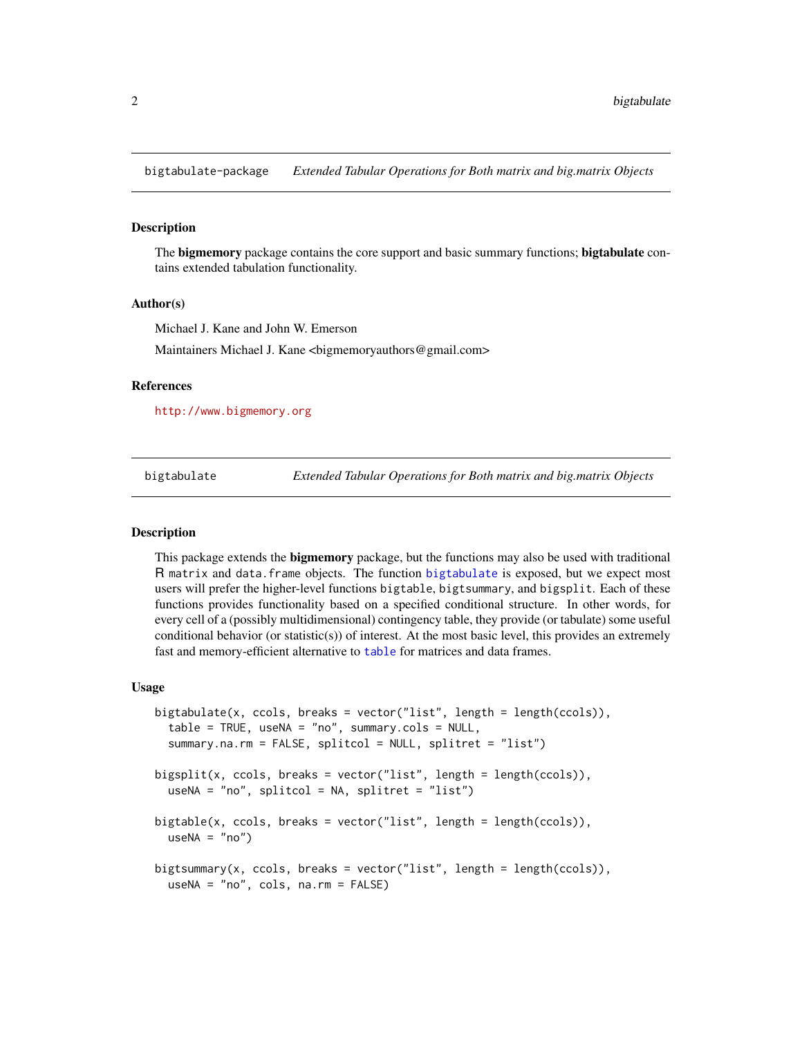## bigtabulate-package — *Extended Tabular Operations for Both matrix and big.matrix Objects*

### Description

The **bigmemory** package contains the core support and basic summary functions; **bigtabulate** contains extended tabulation functionality.

### Author(s)

Michael J. Kane and John W. Emerson

Maintainers Michael J. Kane <bigmemoryauthors@gmail.com>

### References

http://www.bigmemory.org

## bigtabulate — *Extended Tabular Operations for Both matrix and big.matrix Objects*

### Description

This package extends the **bigmemory** package, but the functions may also be used with traditional R `matrix` and `data.frame` objects. The function `bigtabulate` is exposed, but we expect most users will prefer the higher-level functions `bigtable`, `bigtsummary`, and `bigsplit`. Each of these functions provides functionality based on a specified conditional structure. In other words, for every cell of a (possibly multidimensional) contingency table, they provide (or tabulate) some useful conditional behavior (or statistic(s)) of interest. At the most basic level, this provides an extremely fast and memory-efficient alternative to `table` for matrices and data frames.

### Usage

```
bigtabulate(x, ccols, breaks = vector("list", length = length(ccols)),
  table = TRUE, useNA = "no", summary.cols = NULL,
  summary.na.rm = FALSE, splitcol = NULL, splitret = "list")

bigsplit(x, ccols, breaks = vector("list", length = length(ccols)),
  useNA = "no", splitcol = NA, splitret = "list")

bigtable(x, ccols, breaks = vector("list", length = length(ccols)),
  useNA = "no")

bigtsummary(x, ccols, breaks = vector("list", length = length(ccols)),
  useNA = "no", cols, na.rm = FALSE)
```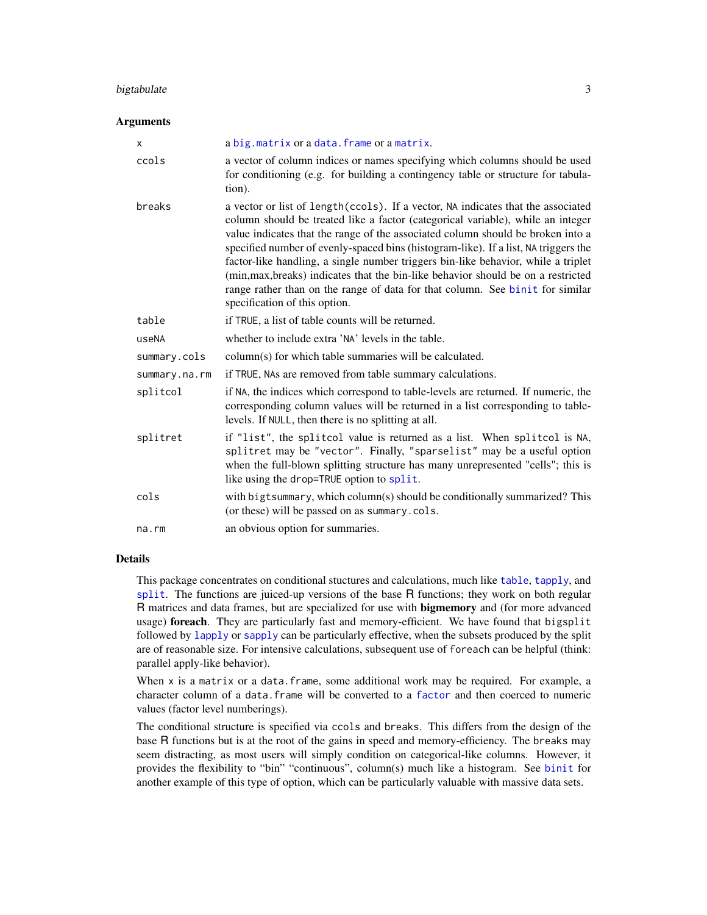## Arguments

| | |
|---|---|
| x | a `big.matrix` or a `data.frame` or a `matrix`. |
| ccols | a vector of column indices or names specifying which columns should be used for conditioning (e.g. for building a contingency table or structure for tabulation). |
| breaks | a vector or list of `length(ccols)`. If a vector, `NA` indicates that the associated column should be treated like a factor (categorical variable), while an integer value indicates that the range of the associated column should be broken into a specified number of evenly-spaced bins (histogram-like). If a list, `NA` triggers the factor-like handling, a single number triggers bin-like behavior, while a triplet (min,max,breaks) indicates that the bin-like behavior should be on a restricted range rather than on the range of data for that column. See `binit` for similar specification of this option. |
| table | if `TRUE`, a list of table counts will be returned. |
| useNA | whether to include extra 'NA' levels in the table. |
| summary.cols | column(s) for which table summaries will be calculated. |
| summary.na.rm | if `TRUE`, `NA`s are removed from table summary calculations. |
| splitcol | if `NA`, the indices which correspond to table-levels are returned. If numeric, the corresponding column values will be returned in a list corresponding to table-levels. If `NULL`, then there is no splitting at all. |
| splitret | if `"list"`, the `splitcol` value is returned as a list. When `splitcol` is `NA`, `splitret` may be `"vector"`. Finally, `"sparselist"` may be a useful option when the full-blown splitting structure has many unrepresented "cells"; this is like using the `drop=TRUE` option to `split`. |
| cols | with `bigtsummary`, which column(s) should be conditionally summarized? This (or these) will be passed on as `summary.cols`. |
| na.rm | an obvious option for summaries. |

## Details

This package concentrates on conditional stuctures and calculations, much like `table`, `tapply`, and `split`. The functions are juiced-up versions of the base R functions; they work on both regular R matrices and data frames, but are specialized for use with **bigmemory** and (for more advanced usage) **foreach**. They are particularly fast and memory-efficient. We have found that `bigsplit` followed by `lapply` or `sapply` can be particularly effective, when the subsets produced by the split are of reasonable size. For intensive calculations, subsequent use of `foreach` can be helpful (think: parallel apply-like behavior).

When `x` is a `matrix` or a `data.frame`, some additional work may be required. For example, a character column of a `data.frame` will be converted to a `factor` and then coerced to numeric values (factor level numberings).

The conditional structure is specified via `ccols` and `breaks`. This differs from the design of the base R functions but is at the root of the gains in speed and memory-efficiency. The `breaks` may seem distracting, as most users will simply condition on categorical-like columns. However, it provides the flexibility to "bin" "continuous", column(s) much like a histogram. See `binit` for another example of this type of option, which can be particularly valuable with massive data sets.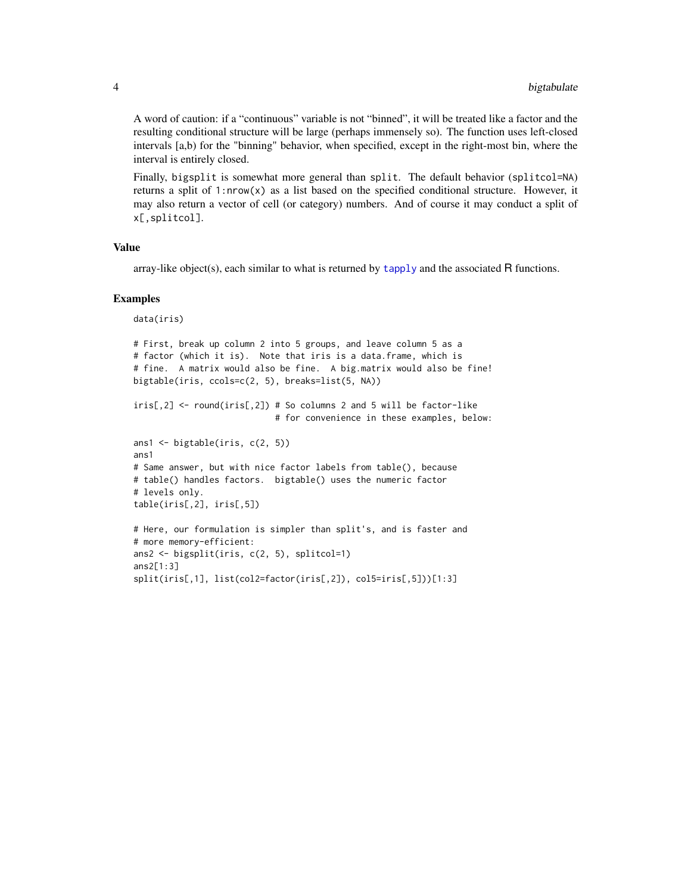A word of caution: if a "continuous" variable is not "binned", it will be treated like a factor and the resulting conditional structure will be large (perhaps immensely so). The function uses left-closed intervals [a,b) for the "binning" behavior, when specified, except in the right-most bin, where the interval is entirely closed.

Finally, `bigsplit` is somewhat more general than `split`. The default behavior (`splitcol=NA`) returns a split of `1:nrow(x)` as a list based on the specified conditional structure. However, it may also return a vector of cell (or category) numbers. And of course it may conduct a split of `x[,splitcol]`.

## Value

array-like object(s), each similar to what is returned by `tapply` and the associated R functions.

## Examples

```
data(iris)

# First, break up column 2 into 5 groups, and leave column 5 as a
# factor (which it is).  Note that iris is a data.frame, which is
# fine.  A matrix would also be fine.  A big.matrix would also be fine!
bigtable(iris, ccols=c(2, 5), breaks=list(5, NA))

iris[,2] <- round(iris[,2]) # So columns 2 and 5 will be factor-like
                            # for convenience in these examples, below:

ans1 <- bigtable(iris, c(2, 5))
ans1
# Same answer, but with nice factor labels from table(), because
# table() handles factors.  bigtable() uses the numeric factor
# levels only.
table(iris[,2], iris[,5])

# Here, our formulation is simpler than split's, and is faster and
# more memory-efficient:
ans2 <- bigsplit(iris, c(2, 5), splitcol=1)
ans2[1:3]
split(iris[,1], list(col2=factor(iris[,2]), col5=iris[,5]))[1:3]
```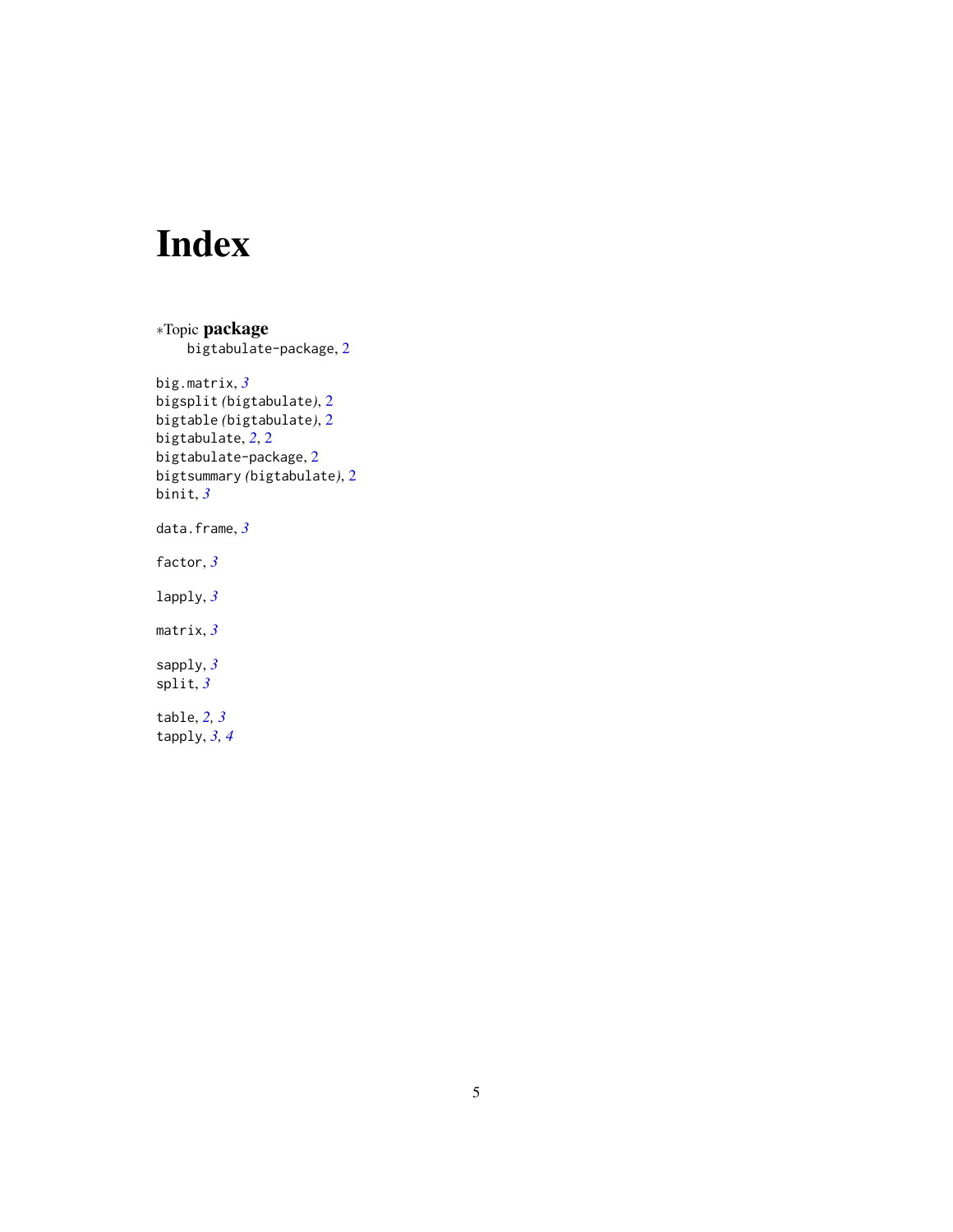# Index

*Topic **package**
    bigtabulate-package, 2

big.matrix, *3*
bigsplit (bigtabulate), 2
bigtable (bigtabulate), 2
bigtabulate, *2*, 2
bigtabulate-package, 2
bigtsummary (bigtabulate), 2
binit, *3*

data.frame, *3*

factor, *3*

lapply, *3*

matrix, *3*

sapply, *3*
split, *3*

table, *2, 3*
tapply, *3, 4*